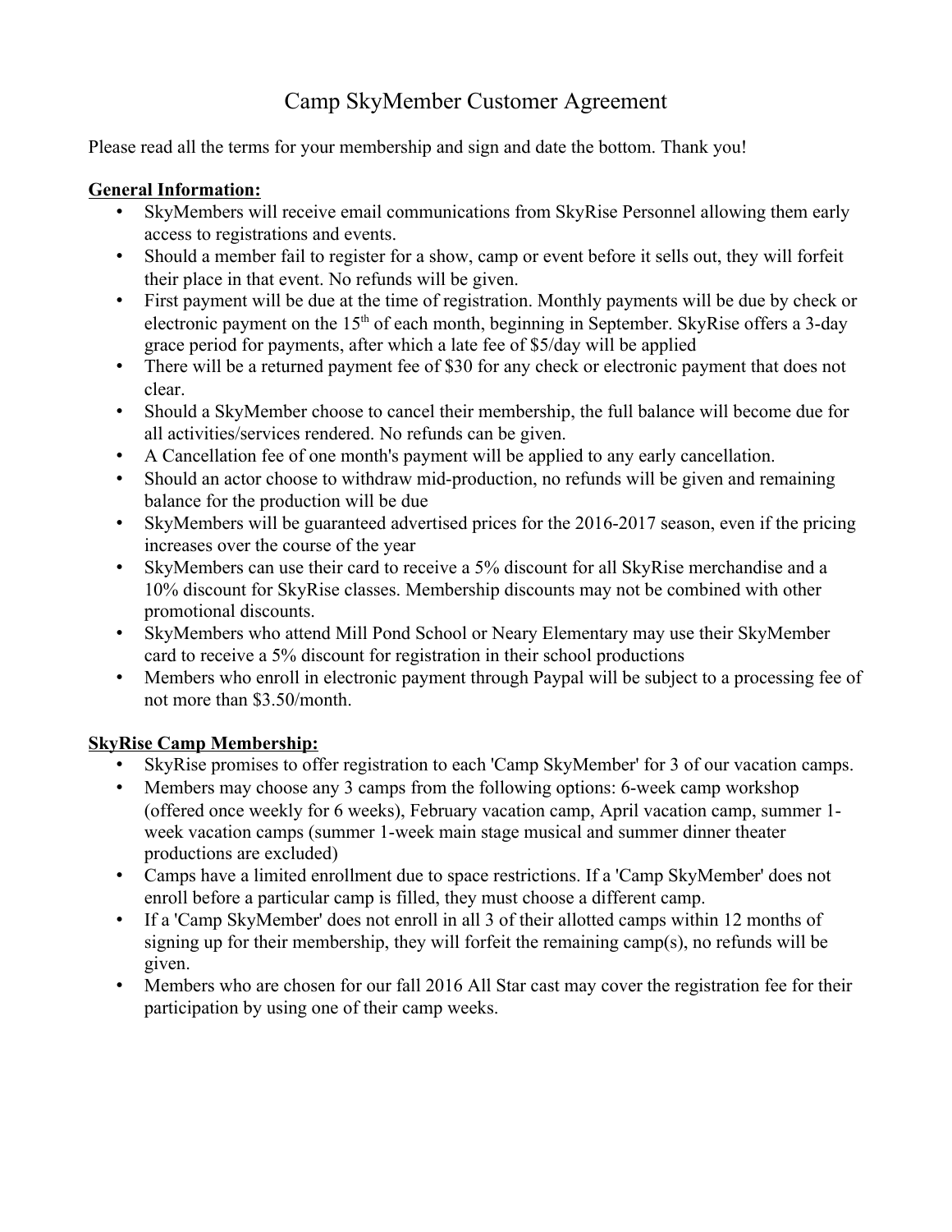# Camp SkyMember Customer Agreement

Please read all the terms for your membership and sign and date the bottom. Thank you!

**General Information:**

- SkyMembers will receive email communications from SkyRise Personnel allowing them early access to registrations and events.
- Should a member fail to register for a show, camp or event before it sells out, they will forfeit their place in that event. No refunds will be given.
- First payment will be due at the time of registration. Monthly payments will be due by check or electronic payment on the 15th of each month, beginning in September. SkyRise offers a 3-day grace period for payments, after which a late fee of $5/day will be applied
- There will be a returned payment fee of $30 for any check or electronic payment that does not clear.
- Should a SkyMember choose to cancel their membership, the full balance will become due for all activities/services rendered. No refunds can be given.
- A Cancellation fee of one month's payment will be applied to any early cancellation.
- Should an actor choose to withdraw mid-production, no refunds will be given and remaining balance for the production will be due
- SkyMembers will be guaranteed advertised prices for the 2016-2017 season, even if the pricing increases over the course of the year
- SkyMembers can use their card to receive a 5% discount for all SkyRise merchandise and a 10% discount for SkyRise classes. Membership discounts may not be combined with other promotional discounts.
- SkyMembers who attend Mill Pond School or Neary Elementary may use their SkyMember card to receive a 5% discount for registration in their school productions
- Members who enroll in electronic payment through Paypal will be subject to a processing fee of not more than $3.50/month.

**SkyRise Camp Membership:**

- SkyRise promises to offer registration to each 'Camp SkyMember' for 3 of our vacation camps.
- Members may choose any 3 camps from the following options: 6-week camp workshop (offered once weekly for 6 weeks), February vacation camp, April vacation camp, summer 1-week vacation camps (summer 1-week main stage musical and summer dinner theater productions are excluded)
- Camps have a limited enrollment due to space restrictions. If a 'Camp SkyMember' does not enroll before a particular camp is filled, they must choose a different camp.
- If a 'Camp SkyMember' does not enroll in all 3 of their allotted camps within 12 months of signing up for their membership, they will forfeit the remaining camp(s), no refunds will be given.
- Members who are chosen for our fall 2016 All Star cast may cover the registration fee for their participation by using one of their camp weeks.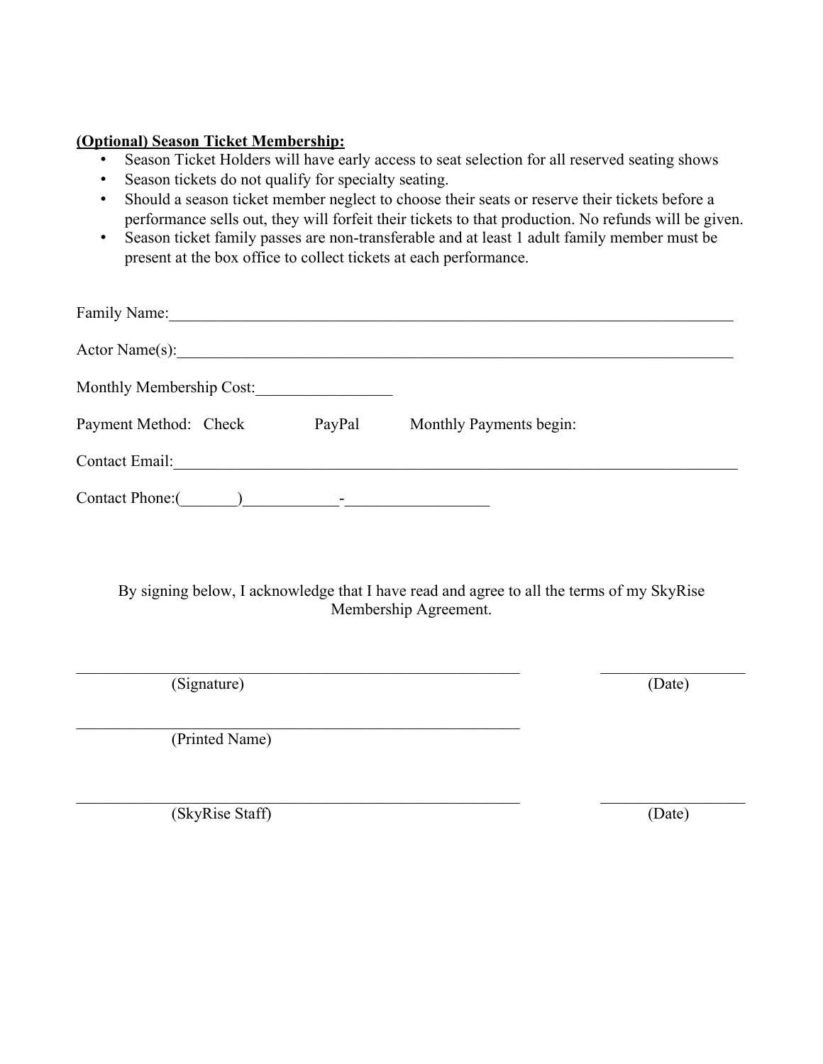**(Optional) Season Ticket Membership:**

- Season Ticket Holders will have early access to seat selection for all reserved seating shows
- Season tickets do not qualify for specialty seating.
- Should a season ticket member neglect to choose their seats or reserve their tickets before a performance sells out, they will forfeit their tickets to that production. No refunds will be given.
- Season ticket family passes are non-transferable and at least 1 adult family member must be present at the box office to collect tickets at each performance.

Family Name:\_\_\_\_\_\_\_\_\_\_\_\_\_\_\_\_\_\_\_\_\_\_\_\_\_\_\_\_\_\_\_\_\_\_\_\_\_\_\_\_\_\_\_\_\_\_\_\_\_\_\_\_\_\_\_\_\_\_\_\_\_\_\_\_\_\_\_\_\_\_

Actor Name(s):\_\_\_\_\_\_\_\_\_\_\_\_\_\_\_\_\_\_\_\_\_\_\_\_\_\_\_\_\_\_\_\_\_\_\_\_\_\_\_\_\_\_\_\_\_\_\_\_\_\_\_\_\_\_\_\_\_\_\_\_\_\_\_\_\_\_\_\_

Monthly Membership Cost:\_\_\_\_\_\_\_\_\_\_\_\_\_\_\_\_\_

Payment Method: Check PayPal Monthly Payments begin:

Contact Email:\_\_\_\_\_\_\_\_\_\_\_\_\_\_\_\_\_\_\_\_\_\_\_\_\_\_\_\_\_\_\_\_\_\_\_\_\_\_\_\_\_\_\_\_\_\_\_\_\_\_\_\_\_\_\_\_\_\_\_\_\_\_\_\_\_\_\_\_\_

Contact Phone:(\_\_\_\_\_\_\_)\_\_\_\_\_\_\_\_\_\_\_\_-\_\_\_\_\_\_\_\_\_\_\_\_\_\_\_\_\_\_

By signing below, I acknowledge that I have read and agree to all the terms of my SkyRise Membership Agreement.

\_\_\_\_\_\_\_\_\_\_\_\_\_\_\_\_\_\_\_\_\_\_\_\_\_\_\_\_\_\_\_\_\_\_\_\_\_\_\_\_\_\_\_\_\_\_\_\_\_\_\_\_\_\_ \_\_\_\_\_\_\_\_\_\_\_\_\_\_\_\_\_\_

(Signature) (Date)

\_\_\_\_\_\_\_\_\_\_\_\_\_\_\_\_\_\_\_\_\_\_\_\_\_\_\_\_\_\_\_\_\_\_\_\_\_\_\_\_\_\_\_\_\_\_\_\_\_\_\_\_\_\_

(Printed Name)

\_\_\_\_\_\_\_\_\_\_\_\_\_\_\_\_\_\_\_\_\_\_\_\_\_\_\_\_\_\_\_\_\_\_\_\_\_\_\_\_\_\_\_\_\_\_\_\_\_\_\_\_\_\_ \_\_\_\_\_\_\_\_\_\_\_\_\_\_\_\_\_\_

(SkyRise Staff) (Date)